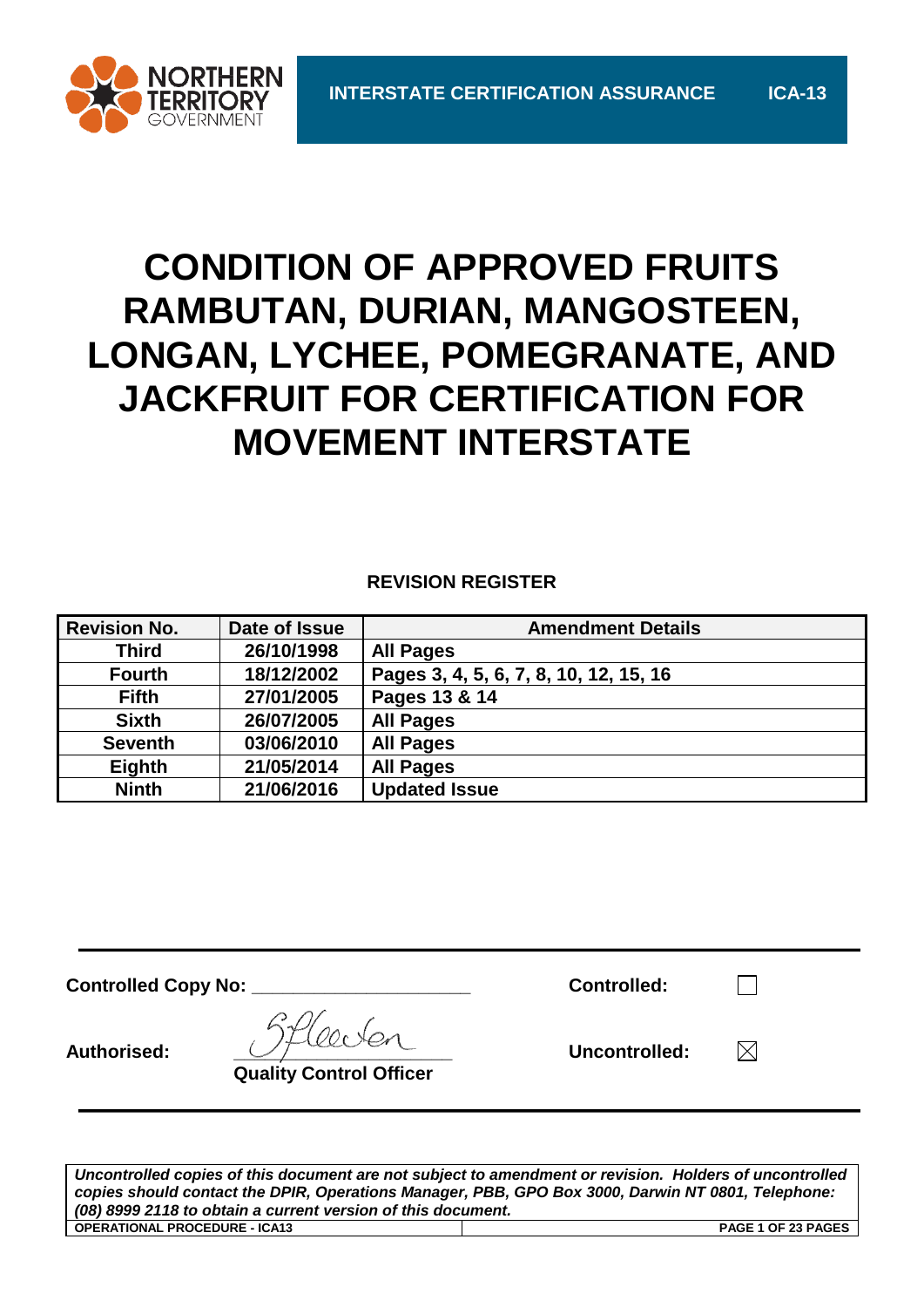NORTHERN TERRITORY GOVERNMENT

**INTERSTATE CERTIFICATION ASSURANCE** **ICA-13**

# CONDITION OF APPROVED FRUITS RAMBUTAN, DURIAN, MANGOSTEEN, LONGAN, LYCHEE, POMEGRANATE, AND JACKFRUIT FOR CERTIFICATION FOR MOVEMENT INTERSTATE

**REVISION REGISTER**

| Revision No. | Date of Issue | Amendment Details |
|---|---|---|
| Third | 26/10/1998 | All Pages |
| Fourth | 18/12/2002 | Pages 3, 4, 5, 6, 7, 8, 10, 12, 15, 16 |
| Fifth | 27/01/2005 | Pages 13 & 14 |
| Sixth | 26/07/2005 | All Pages |
| Seventh | 03/06/2010 | All Pages |
| Eighth | 21/05/2014 | All Pages |
| Ninth | 21/06/2016 | Updated Issue |

**Controlled Copy No:** ____________________ **Controlled:** ☐

**Authorised:** _______________ **Uncontrolled:** ☒

**Quality Control Officer**

*Uncontrolled copies of this document are not subject to amendment or revision. Holders of uncontrolled copies should contact the DPIR, Operations Manager, PBB, GPO Box 3000, Darwin NT 0801, Telephone: (08) 8999 2118 to obtain a current version of this document.*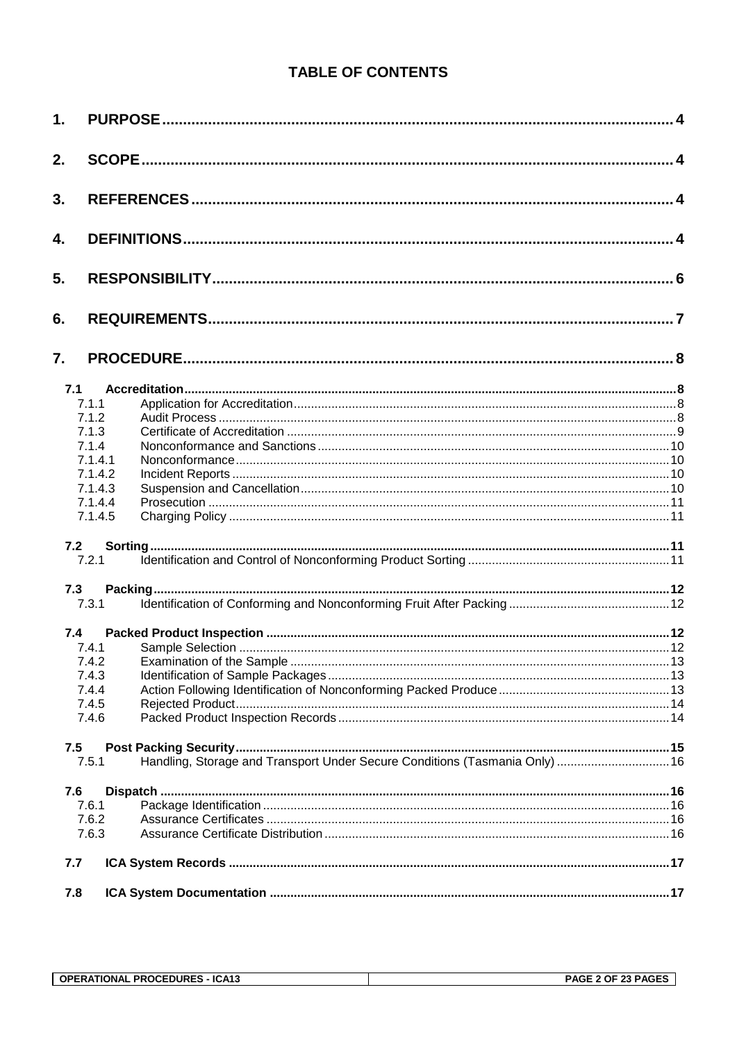# TABLE OF CONTENTS

1. PURPOSE ..... 4
2. SCOPE ..... 4
3. REFERENCES ..... 4
4. DEFINITIONS ..... 4
5. RESPONSIBILITY ..... 6
6. REQUIREMENTS ..... 7
7. PROCEDURE ..... 8

- 7.1 Accreditation ..... 8
  - 7.1.1 Application for Accreditation ..... 8
  - 7.1.2 Audit Process ..... 8
  - 7.1.3 Certificate of Accreditation ..... 9
  - 7.1.4 Nonconformance and Sanctions ..... 10
  - 7.1.4.1 Nonconformance ..... 10
  - 7.1.4.2 Incident Reports ..... 10
  - 7.1.4.3 Suspension and Cancellation ..... 10
  - 7.1.4.4 Prosecution ..... 11
  - 7.1.4.5 Charging Policy ..... 11
- 7.2 Sorting ..... 11
  - 7.2.1 Identification and Control of Nonconforming Product Sorting ..... 11
- 7.3 Packing ..... 12
  - 7.3.1 Identification of Conforming and Nonconforming Fruit After Packing ..... 12
- 7.4 Packed Product Inspection ..... 12
  - 7.4.1 Sample Selection ..... 12
  - 7.4.2 Examination of the Sample ..... 13
  - 7.4.3 Identification of Sample Packages ..... 13
  - 7.4.4 Action Following Identification of Nonconforming Packed Produce ..... 13
  - 7.4.5 Rejected Product ..... 14
  - 7.4.6 Packed Product Inspection Records ..... 14
- 7.5 Post Packing Security ..... 15
  - 7.5.1 Handling, Storage and Transport Under Secure Conditions (Tasmania Only) ..... 16
- 7.6 Dispatch ..... 16
  - 7.6.1 Package Identification ..... 16
  - 7.6.2 Assurance Certificates ..... 16
  - 7.6.3 Assurance Certificate Distribution ..... 16
- 7.7 ICA System Records ..... 17
- 7.8 ICA System Documentation ..... 17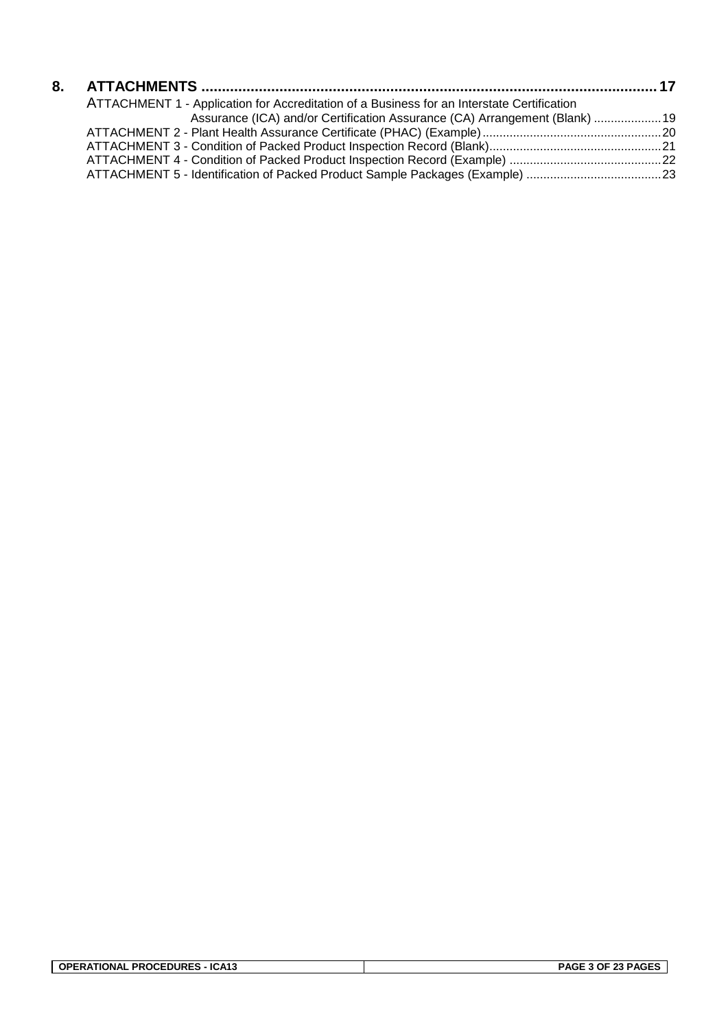**8. ATTACHMENTS .......................................................................................................... 17**

ATTACHMENT 1 - Application for Accreditation of a Business for an Interstate Certification Assurance (ICA) and/or Certification Assurance (CA) Arrangement (Blank) .................... 19

ATTACHMENT 2 - Plant Health Assurance Certificate (PHAC) (Example) .................................................... 20

ATTACHMENT 3 - Condition of Packed Product Inspection Record (Blank) .................................................. 21

ATTACHMENT 4 - Condition of Packed Product Inspection Record (Example) ............................................ 22

ATTACHMENT 5 - Identification of Packed Product Sample Packages (Example) ....................................... 23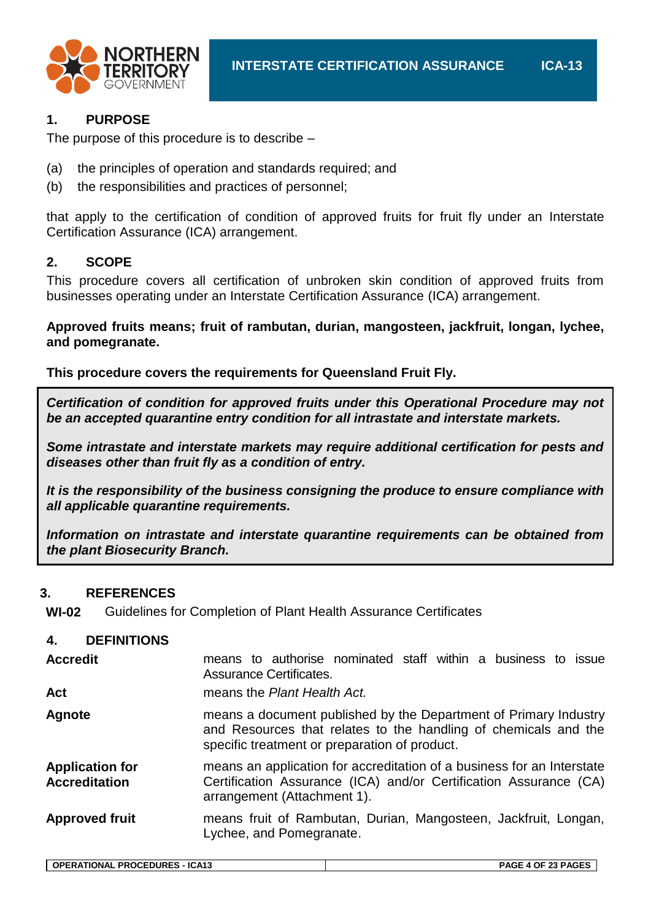## 1. PURPOSE

The purpose of this procedure is to describe –

(a) the principles of operation and standards required; and
(b) the responsibilities and practices of personnel;

that apply to the certification of condition of approved fruits for fruit fly under an Interstate Certification Assurance (ICA) arrangement.

## 2. SCOPE

This procedure covers all certification of unbroken skin condition of approved fruits from businesses operating under an Interstate Certification Assurance (ICA) arrangement.

**Approved fruits means; fruit of rambutan, durian, mangosteen, jackfruit, longan, lychee, and pomegranate.**

**This procedure covers the requirements for Queensland Fruit Fly.**

***Certification of condition for approved fruits under this Operational Procedure may not be an accepted quarantine entry condition for all intrastate and interstate markets.***

***Some intrastate and interstate markets may require additional certification for pests and diseases other than fruit fly as a condition of entry.***

***It is the responsibility of the business consigning the produce to ensure compliance with all applicable quarantine requirements.***

***Information on intrastate and interstate quarantine requirements can be obtained from the plant Biosecurity Branch.***

## 3. REFERENCES

**WI-02** Guidelines for Completion of Plant Health Assurance Certificates

## 4. DEFINITIONS

| | |
|---|---|
| **Accredit** | means to authorise nominated staff within a business to issue Assurance Certificates. |
| **Act** | means the *Plant Health Act.* |
| **Agnote** | means a document published by the Department of Primary Industry and Resources that relates to the handling of chemicals and the specific treatment or preparation of product. |
| **Application for Accreditation** | means an application for accreditation of a business for an Interstate Certification Assurance (ICA) and/or Certification Assurance (CA) arrangement (Attachment 1). |
| **Approved fruit** | means fruit of Rambutan, Durian, Mangosteen, Jackfruit, Longan, Lychee, and Pomegranate. |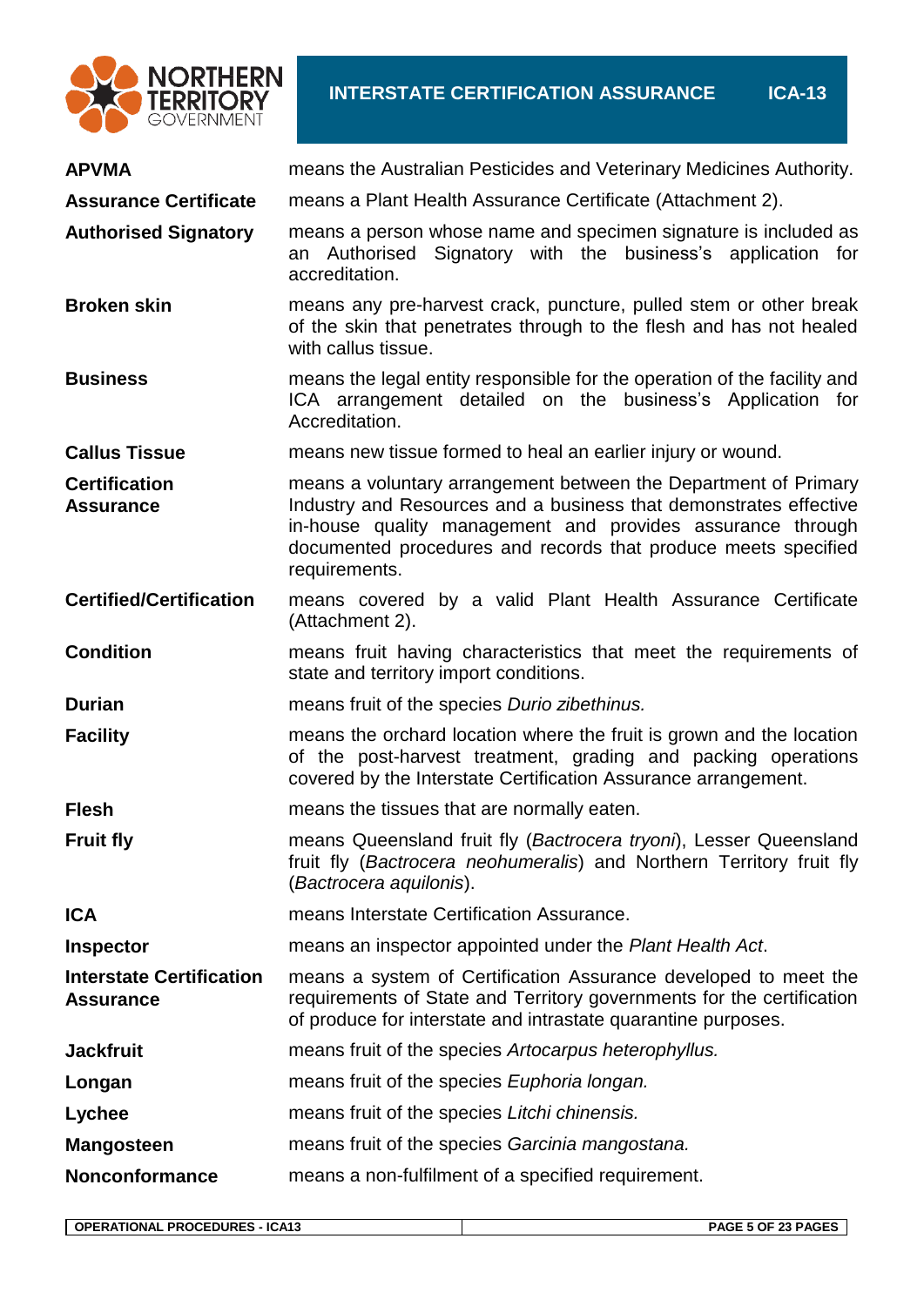| | |
|---|---|
| **APVMA** | means the Australian Pesticides and Veterinary Medicines Authority. |
| **Assurance Certificate** | means a Plant Health Assurance Certificate (Attachment 2). |
| **Authorised Signatory** | means a person whose name and specimen signature is included as an Authorised Signatory with the business's application for accreditation. |
| **Broken skin** | means any pre-harvest crack, puncture, pulled stem or other break of the skin that penetrates through to the flesh and has not healed with callus tissue. |
| **Business** | means the legal entity responsible for the operation of the facility and ICA arrangement detailed on the business's Application for Accreditation. |
| **Callus Tissue** | means new tissue formed to heal an earlier injury or wound. |
| **Certification Assurance** | means a voluntary arrangement between the Department of Primary Industry and Resources and a business that demonstrates effective in-house quality management and provides assurance through documented procedures and records that produce meets specified requirements. |
| **Certified/Certification** | means covered by a valid Plant Health Assurance Certificate (Attachment 2). |
| **Condition** | means fruit having characteristics that meet the requirements of state and territory import conditions. |
| **Durian** | means fruit of the species *Durio zibethinus.* |
| **Facility** | means the orchard location where the fruit is grown and the location of the post-harvest treatment, grading and packing operations covered by the Interstate Certification Assurance arrangement. |
| **Flesh** | means the tissues that are normally eaten. |
| **Fruit fly** | means Queensland fruit fly (*Bactrocera tryoni*), Lesser Queensland fruit fly (*Bactrocera neohumeralis*) and Northern Territory fruit fly (*Bactrocera aquilonis*). |
| **ICA** | means Interstate Certification Assurance. |
| **Inspector** | means an inspector appointed under the *Plant Health Act*. |
| **Interstate Certification Assurance** | means a system of Certification Assurance developed to meet the requirements of State and Territory governments for the certification of produce for interstate and intrastate quarantine purposes. |
| **Jackfruit** | means fruit of the species *Artocarpus heterophyllus.* |
| **Longan** | means fruit of the species *Euphoria longan.* |
| **Lychee** | means fruit of the species *Litchi chinensis.* |
| **Mangosteen** | means fruit of the species *Garcinia mangostana.* |
| **Nonconformance** | means a non-fulfilment of a specified requirement. |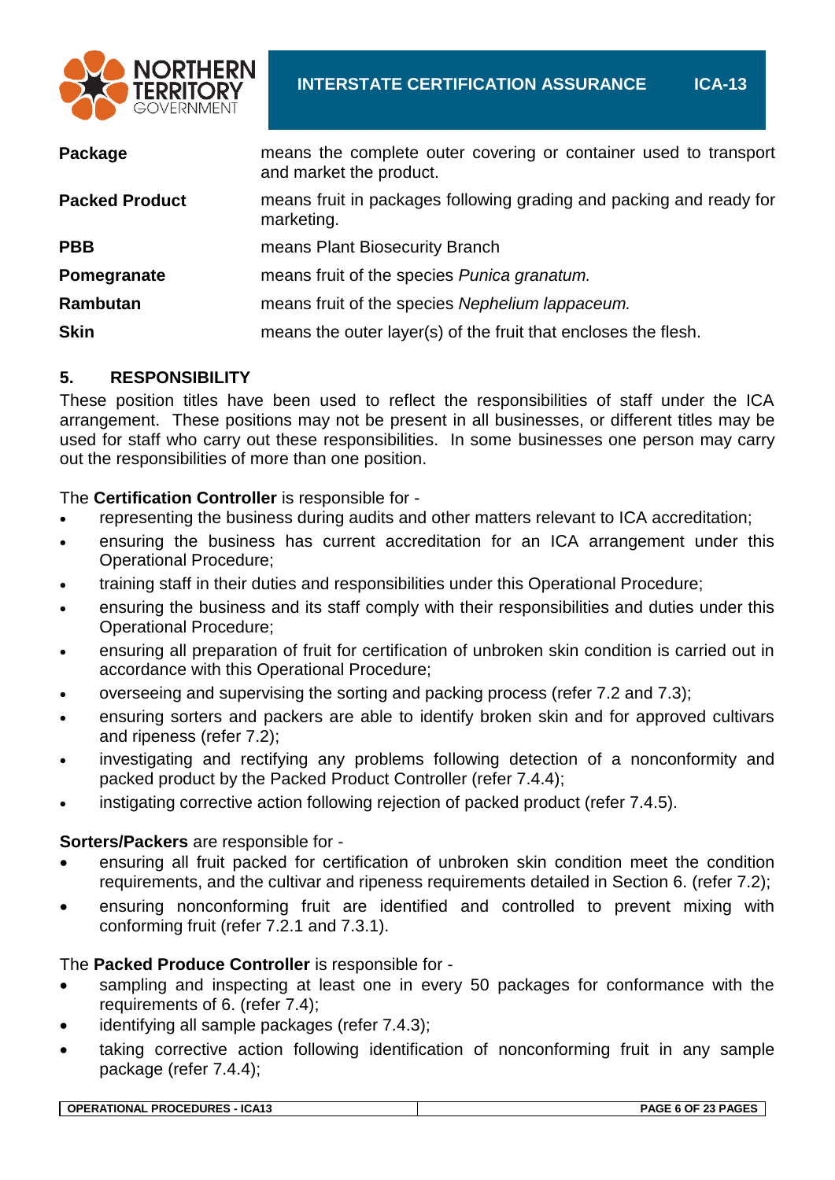| | |
|---|---|
| **Package** | means the complete outer covering or container used to transport and market the product. |
| **Packed Product** | means fruit in packages following grading and packing and ready for marketing. |
| **PBB** | means Plant Biosecurity Branch |
| **Pomegranate** | means fruit of the species *Punica granatum.* |
| **Rambutan** | means fruit of the species *Nephelium lappaceum.* |
| **Skin** | means the outer layer(s) of the fruit that encloses the flesh. |

## 5. RESPONSIBILITY

These position titles have been used to reflect the responsibilities of staff under the ICA arrangement. These positions may not be present in all businesses, or different titles may be used for staff who carry out these responsibilities. In some businesses one person may carry out the responsibilities of more than one position.

The **Certification Controller** is responsible for -

- representing the business during audits and other matters relevant to ICA accreditation;
- ensuring the business has current accreditation for an ICA arrangement under this Operational Procedure;
- training staff in their duties and responsibilities under this Operational Procedure;
- ensuring the business and its staff comply with their responsibilities and duties under this Operational Procedure;
- ensuring all preparation of fruit for certification of unbroken skin condition is carried out in accordance with this Operational Procedure;
- overseeing and supervising the sorting and packing process (refer 7.2 and 7.3);
- ensuring sorters and packers are able to identify broken skin and for approved cultivars and ripeness (refer 7.2);
- investigating and rectifying any problems following detection of a nonconformity and packed product by the Packed Product Controller (refer 7.4.4);
- instigating corrective action following rejection of packed product (refer 7.4.5).

**Sorters/Packers** are responsible for -

- ensuring all fruit packed for certification of unbroken skin condition meet the condition requirements, and the cultivar and ripeness requirements detailed in Section 6. (refer 7.2);
- ensuring nonconforming fruit are identified and controlled to prevent mixing with conforming fruit (refer 7.2.1 and 7.3.1).

The **Packed Produce Controller** is responsible for -

- sampling and inspecting at least one in every 50 packages for conformance with the requirements of 6. (refer 7.4);
- identifying all sample packages (refer 7.4.3);
- taking corrective action following identification of nonconforming fruit in any sample package (refer 7.4.4);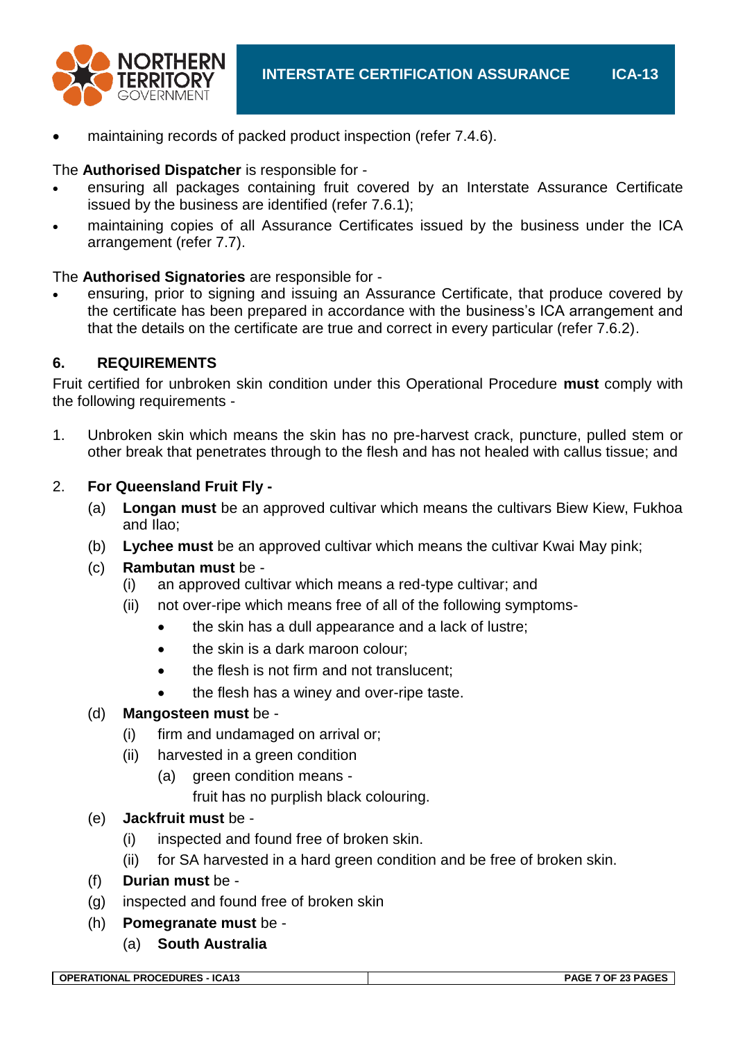- maintaining records of packed product inspection (refer 7.4.6).

The **Authorised Dispatcher** is responsible for -

- ensuring all packages containing fruit covered by an Interstate Assurance Certificate issued by the business are identified (refer 7.6.1);
- maintaining copies of all Assurance Certificates issued by the business under the ICA arrangement (refer 7.7).

The **Authorised Signatories** are responsible for -

- ensuring, prior to signing and issuing an Assurance Certificate, that produce covered by the certificate has been prepared in accordance with the business's ICA arrangement and that the details on the certificate are true and correct in every particular (refer 7.6.2).

## 6. REQUIREMENTS

Fruit certified for unbroken skin condition under this Operational Procedure **must** comply with the following requirements -

1. Unbroken skin which means the skin has no pre-harvest crack, puncture, pulled stem or other break that penetrates through to the flesh and has not healed with callus tissue; and

2. **For Queensland Fruit Fly -**
   - (a) **Longan must** be an approved cultivar which means the cultivars Biew Kiew, Fukhoa and Ilao;
   - (b) **Lychee must** be an approved cultivar which means the cultivar Kwai May pink;
   - (c) **Rambutan must** be -
     - (i) an approved cultivar which means a red-type cultivar; and
     - (ii) not over-ripe which means free of all of the following symptoms-
       - the skin has a dull appearance and a lack of lustre;
       - the skin is a dark maroon colour;
       - the flesh is not firm and not translucent;
       - the flesh has a winey and over-ripe taste.
   - (d) **Mangosteen must** be -
     - (i) firm and undamaged on arrival or;
     - (ii) harvested in a green condition
       - (a) green condition means -
         fruit has no purplish black colouring.
   - (e) **Jackfruit must** be -
     - (i) inspected and found free of broken skin.
     - (ii) for SA harvested in a hard green condition and be free of broken skin.
   - (f) **Durian must** be -
   - (g) inspected and found free of broken skin
   - (h) **Pomegranate must** be -
     - (a) **South Australia**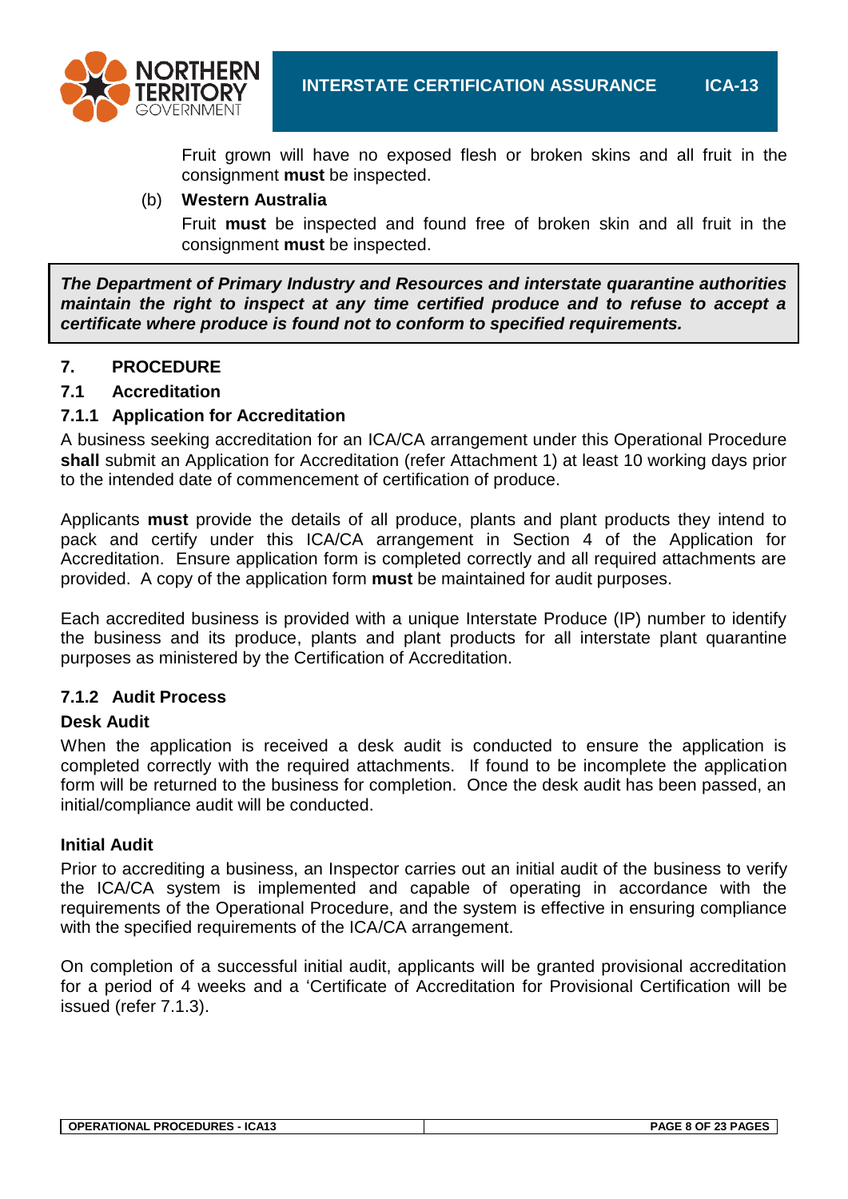Fruit grown will have no exposed flesh or broken skins and all fruit in the consignment **must** be inspected.

(b) **Western Australia**

Fruit **must** be inspected and found free of broken skin and all fruit in the consignment **must** be inspected.

***The Department of Primary Industry and Resources and interstate quarantine authorities maintain the right to inspect at any time certified produce and to refuse to accept a certificate where produce is found not to conform to specified requirements.***

## 7. PROCEDURE

### 7.1 Accreditation

#### 7.1.1 Application for Accreditation

A business seeking accreditation for an ICA/CA arrangement under this Operational Procedure **shall** submit an Application for Accreditation (refer Attachment 1) at least 10 working days prior to the intended date of commencement of certification of produce.

Applicants **must** provide the details of all produce, plants and plant products they intend to pack and certify under this ICA/CA arrangement in Section 4 of the Application for Accreditation. Ensure application form is completed correctly and all required attachments are provided. A copy of the application form **must** be maintained for audit purposes.

Each accredited business is provided with a unique Interstate Produce (IP) number to identify the business and its produce, plants and plant products for all interstate plant quarantine purposes as ministered by the Certification of Accreditation.

#### 7.1.2 Audit Process

**Desk Audit**

When the application is received a desk audit is conducted to ensure the application is completed correctly with the required attachments. If found to be incomplete the application form will be returned to the business for completion. Once the desk audit has been passed, an initial/compliance audit will be conducted.

**Initial Audit**

Prior to accrediting a business, an Inspector carries out an initial audit of the business to verify the ICA/CA system is implemented and capable of operating in accordance with the requirements of the Operational Procedure, and the system is effective in ensuring compliance with the specified requirements of the ICA/CA arrangement.

On completion of a successful initial audit, applicants will be granted provisional accreditation for a period of 4 weeks and a 'Certificate of Accreditation for Provisional Certification will be issued (refer 7.1.3).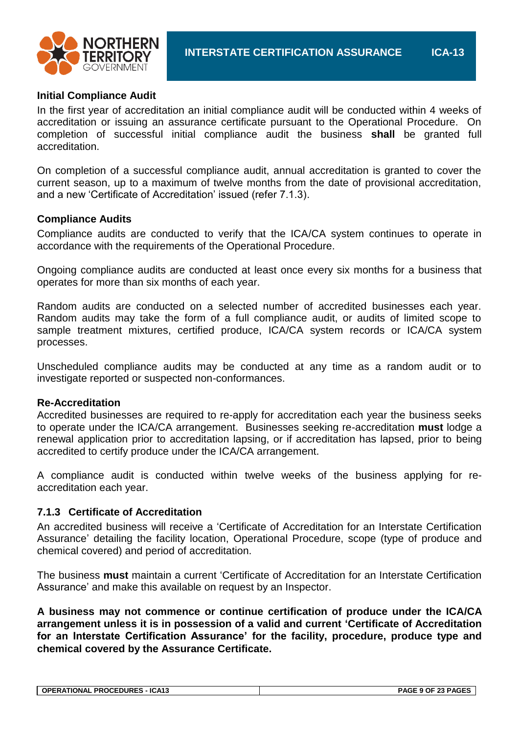**Initial Compliance Audit**

In the first year of accreditation an initial compliance audit will be conducted within 4 weeks of accreditation or issuing an assurance certificate pursuant to the Operational Procedure. On completion of successful initial compliance audit the business **shall** be granted full accreditation.

On completion of a successful compliance audit, annual accreditation is granted to cover the current season, up to a maximum of twelve months from the date of provisional accreditation, and a new 'Certificate of Accreditation' issued (refer 7.1.3).

**Compliance Audits**

Compliance audits are conducted to verify that the ICA/CA system continues to operate in accordance with the requirements of the Operational Procedure.

Ongoing compliance audits are conducted at least once every six months for a business that operates for more than six months of each year.

Random audits are conducted on a selected number of accredited businesses each year. Random audits may take the form of a full compliance audit, or audits of limited scope to sample treatment mixtures, certified produce, ICA/CA system records or ICA/CA system processes.

Unscheduled compliance audits may be conducted at any time as a random audit or to investigate reported or suspected non-conformances.

**Re-Accreditation**

Accredited businesses are required to re-apply for accreditation each year the business seeks to operate under the ICA/CA arrangement. Businesses seeking re-accreditation **must** lodge a renewal application prior to accreditation lapsing, or if accreditation has lapsed, prior to being accredited to certify produce under the ICA/CA arrangement.

A compliance audit is conducted within twelve weeks of the business applying for re-accreditation each year.

### 7.1.3 Certificate of Accreditation

An accredited business will receive a 'Certificate of Accreditation for an Interstate Certification Assurance' detailing the facility location, Operational Procedure, scope (type of produce and chemical covered) and period of accreditation.

The business **must** maintain a current 'Certificate of Accreditation for an Interstate Certification Assurance' and make this available on request by an Inspector.

**A business may not commence or continue certification of produce under the ICA/CA arrangement unless it is in possession of a valid and current 'Certificate of Accreditation for an Interstate Certification Assurance' for the facility, procedure, produce type and chemical covered by the Assurance Certificate.**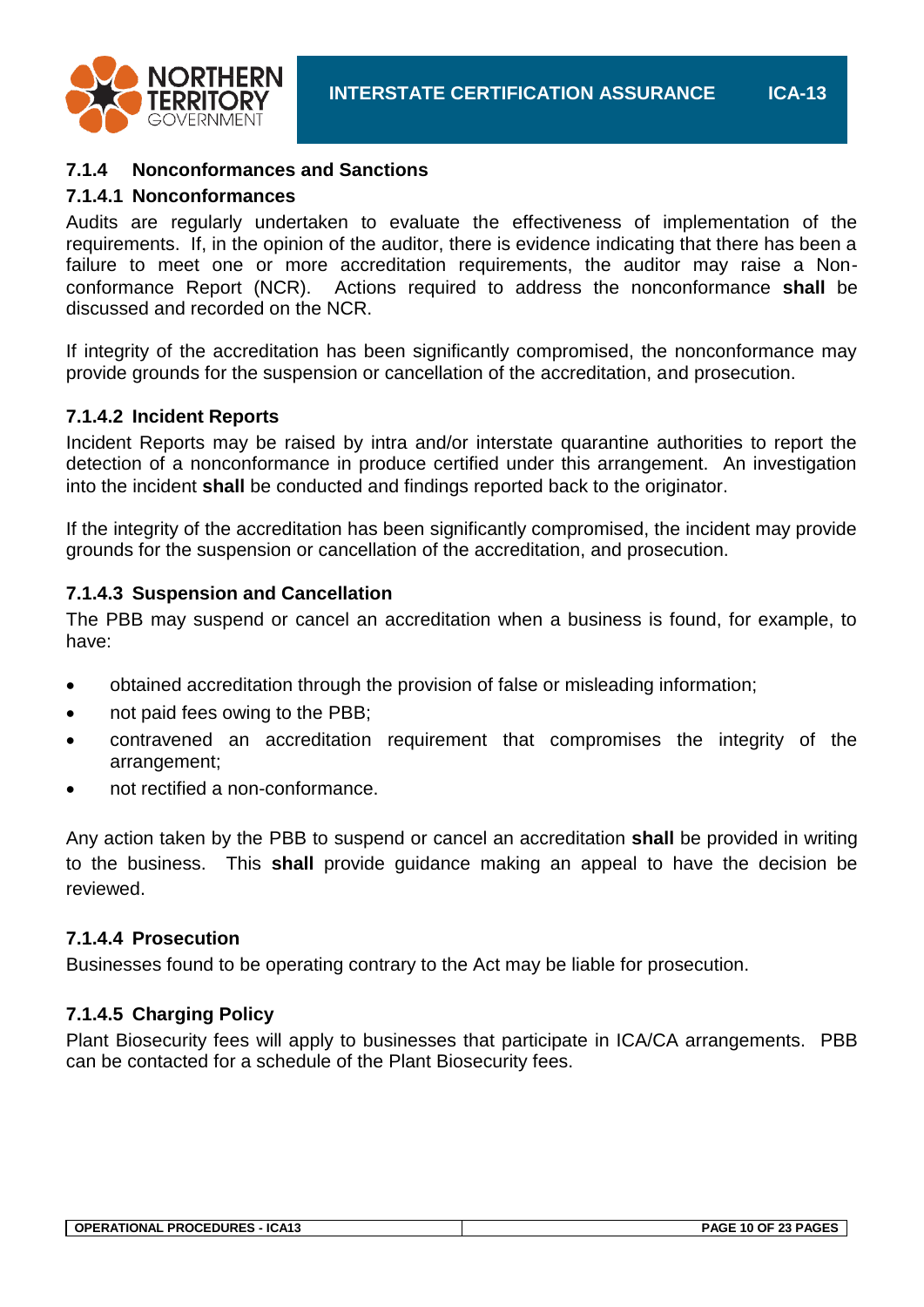### 7.1.4 Nonconformances and Sanctions

#### 7.1.4.1 Nonconformances

Audits are regularly undertaken to evaluate the effectiveness of implementation of the requirements. If, in the opinion of the auditor, there is evidence indicating that there has been a failure to meet one or more accreditation requirements, the auditor may raise a Non-conformance Report (NCR). Actions required to address the nonconformance **shall** be discussed and recorded on the NCR.

If integrity of the accreditation has been significantly compromised, the nonconformance may provide grounds for the suspension or cancellation of the accreditation, and prosecution.

#### 7.1.4.2 Incident Reports

Incident Reports may be raised by intra and/or interstate quarantine authorities to report the detection of a nonconformance in produce certified under this arrangement. An investigation into the incident **shall** be conducted and findings reported back to the originator.

If the integrity of the accreditation has been significantly compromised, the incident may provide grounds for the suspension or cancellation of the accreditation, and prosecution.

#### 7.1.4.3 Suspension and Cancellation

The PBB may suspend or cancel an accreditation when a business is found, for example, to have:

- obtained accreditation through the provision of false or misleading information;
- not paid fees owing to the PBB;
- contravened an accreditation requirement that compromises the integrity of the arrangement;
- not rectified a non-conformance.

Any action taken by the PBB to suspend or cancel an accreditation **shall** be provided in writing to the business. This **shall** provide guidance making an appeal to have the decision be reviewed.

#### 7.1.4.4 Prosecution

Businesses found to be operating contrary to the Act may be liable for prosecution.

#### 7.1.4.5 Charging Policy

Plant Biosecurity fees will apply to businesses that participate in ICA/CA arrangements. PBB can be contacted for a schedule of the Plant Biosecurity fees.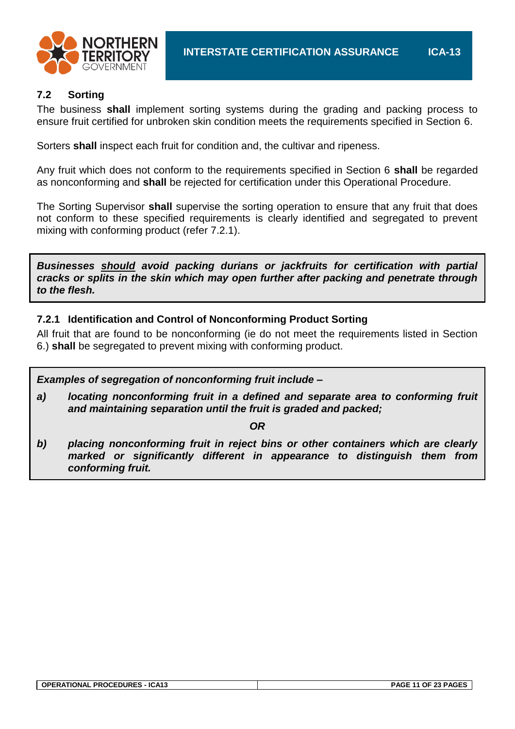## 7.2 Sorting

The business **shall** implement sorting systems during the grading and packing process to ensure fruit certified for unbroken skin condition meets the requirements specified in Section 6.

Sorters **shall** inspect each fruit for condition and, the cultivar and ripeness.

Any fruit which does not conform to the requirements specified in Section 6 **shall** be regarded as nonconforming and **shall** be rejected for certification under this Operational Procedure.

The Sorting Supervisor **shall** supervise the sorting operation to ensure that any fruit that does not conform to these specified requirements is clearly identified and segregated to prevent mixing with conforming product (refer 7.2.1).

> ***Businesses <u>should</u> avoid packing durians or jackfruits for certification with partial cracks or splits in the skin which may open further after packing and penetrate through to the flesh.***

### 7.2.1 Identification and Control of Nonconforming Product Sorting

All fruit that are found to be nonconforming (ie do not meet the requirements listed in Section 6.) **shall** be segregated to prevent mixing with conforming product.

> ***Examples of segregation of nonconforming fruit include –***
>
> ***a) locating nonconforming fruit in a defined and separate area to conforming fruit and maintaining separation until the fruit is graded and packed;***
>
> ***OR***
>
> ***b) placing nonconforming fruit in reject bins or other containers which are clearly marked or significantly different in appearance to distinguish them from conforming fruit.***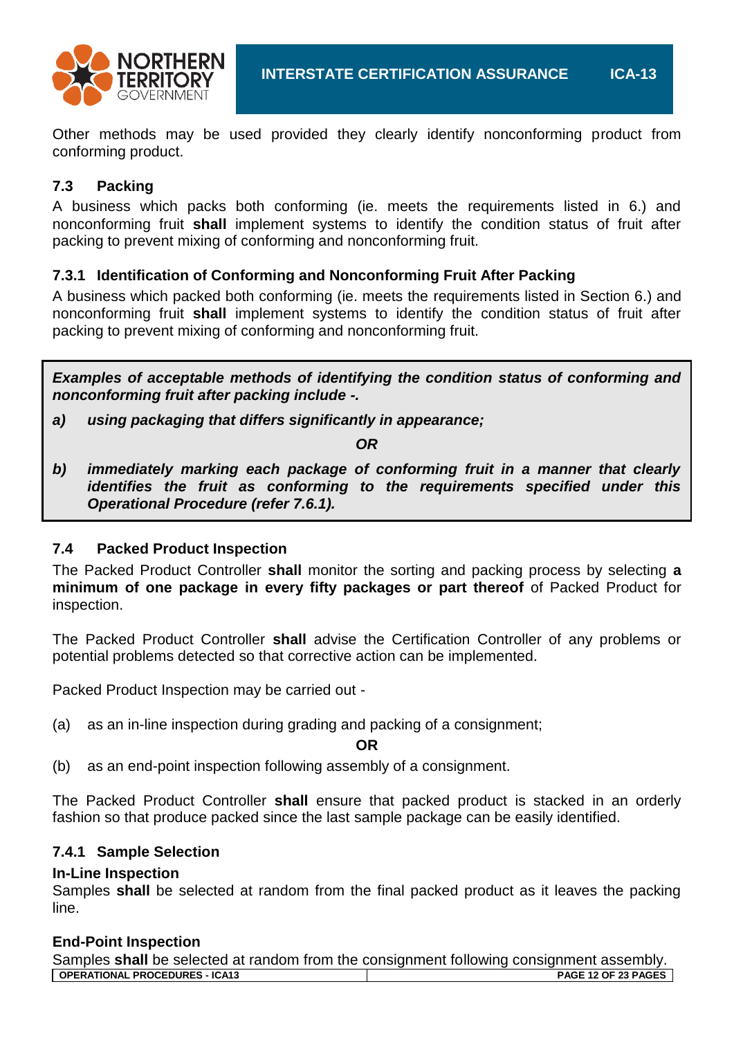Other methods may be used provided they clearly identify nonconforming product from conforming product.

### 7.3 Packing

A business which packs both conforming (ie. meets the requirements listed in 6.) and nonconforming fruit **shall** implement systems to identify the condition status of fruit after packing to prevent mixing of conforming and nonconforming fruit.

#### 7.3.1 Identification of Conforming and Nonconforming Fruit After Packing

A business which packed both conforming (ie. meets the requirements listed in Section 6.) and nonconforming fruit **shall** implement systems to identify the condition status of fruit after packing to prevent mixing of conforming and nonconforming fruit.

> ***Examples of acceptable methods of identifying the condition status of conforming and nonconforming fruit after packing include -.***
>
> ***a) using packaging that differs significantly in appearance;***
>
> ***OR***
>
> ***b) immediately marking each package of conforming fruit in a manner that clearly identifies the fruit as conforming to the requirements specified under this Operational Procedure (refer 7.6.1).***

### 7.4 Packed Product Inspection

The Packed Product Controller **shall** monitor the sorting and packing process by selecting **a minimum of one package in every fifty packages or part thereof** of Packed Product for inspection.

The Packed Product Controller **shall** advise the Certification Controller of any problems or potential problems detected so that corrective action can be implemented.

Packed Product Inspection may be carried out -

(a) as an in-line inspection during grading and packing of a consignment;

**OR**

(b) as an end-point inspection following assembly of a consignment.

The Packed Product Controller **shall** ensure that packed product is stacked in an orderly fashion so that produce packed since the last sample package can be easily identified.

#### 7.4.1 Sample Selection

**In-Line Inspection**

Samples **shall** be selected at random from the final packed product as it leaves the packing line.

**End-Point Inspection**

Samples **shall** be selected at random from the consignment following consignment assembly.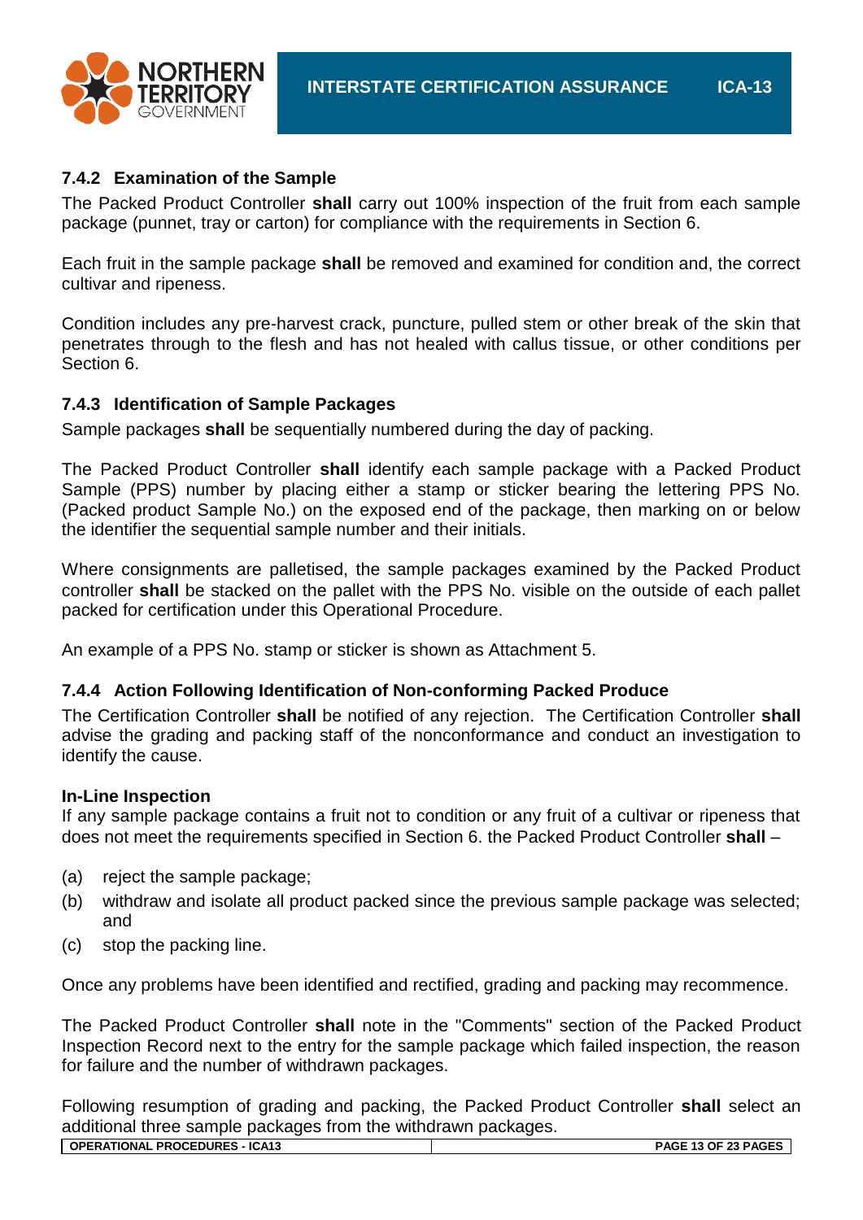### 7.4.2 Examination of the Sample

The Packed Product Controller **shall** carry out 100% inspection of the fruit from each sample package (punnet, tray or carton) for compliance with the requirements in Section 6.

Each fruit in the sample package **shall** be removed and examined for condition and, the correct cultivar and ripeness.

Condition includes any pre-harvest crack, puncture, pulled stem or other break of the skin that penetrates through to the flesh and has not healed with callus tissue, or other conditions per Section 6.

### 7.4.3 Identification of Sample Packages

Sample packages **shall** be sequentially numbered during the day of packing.

The Packed Product Controller **shall** identify each sample package with a Packed Product Sample (PPS) number by placing either a stamp or sticker bearing the lettering PPS No. (Packed product Sample No.) on the exposed end of the package, then marking on or below the identifier the sequential sample number and their initials.

Where consignments are palletised, the sample packages examined by the Packed Product controller **shall** be stacked on the pallet with the PPS No. visible on the outside of each pallet packed for certification under this Operational Procedure.

An example of a PPS No. stamp or sticker is shown as Attachment 5.

### 7.4.4 Action Following Identification of Non-conforming Packed Produce

The Certification Controller **shall** be notified of any rejection. The Certification Controller **shall** advise the grading and packing staff of the nonconformance and conduct an investigation to identify the cause.

**In-Line Inspection**

If any sample package contains a fruit not to condition or any fruit of a cultivar or ripeness that does not meet the requirements specified in Section 6. the Packed Product Controller **shall** –

(a) reject the sample package;

(b) withdraw and isolate all product packed since the previous sample package was selected; and

(c) stop the packing line.

Once any problems have been identified and rectified, grading and packing may recommence.

The Packed Product Controller **shall** note in the "Comments" section of the Packed Product Inspection Record next to the entry for the sample package which failed inspection, the reason for failure and the number of withdrawn packages.

Following resumption of grading and packing, the Packed Product Controller **shall** select an additional three sample packages from the withdrawn packages.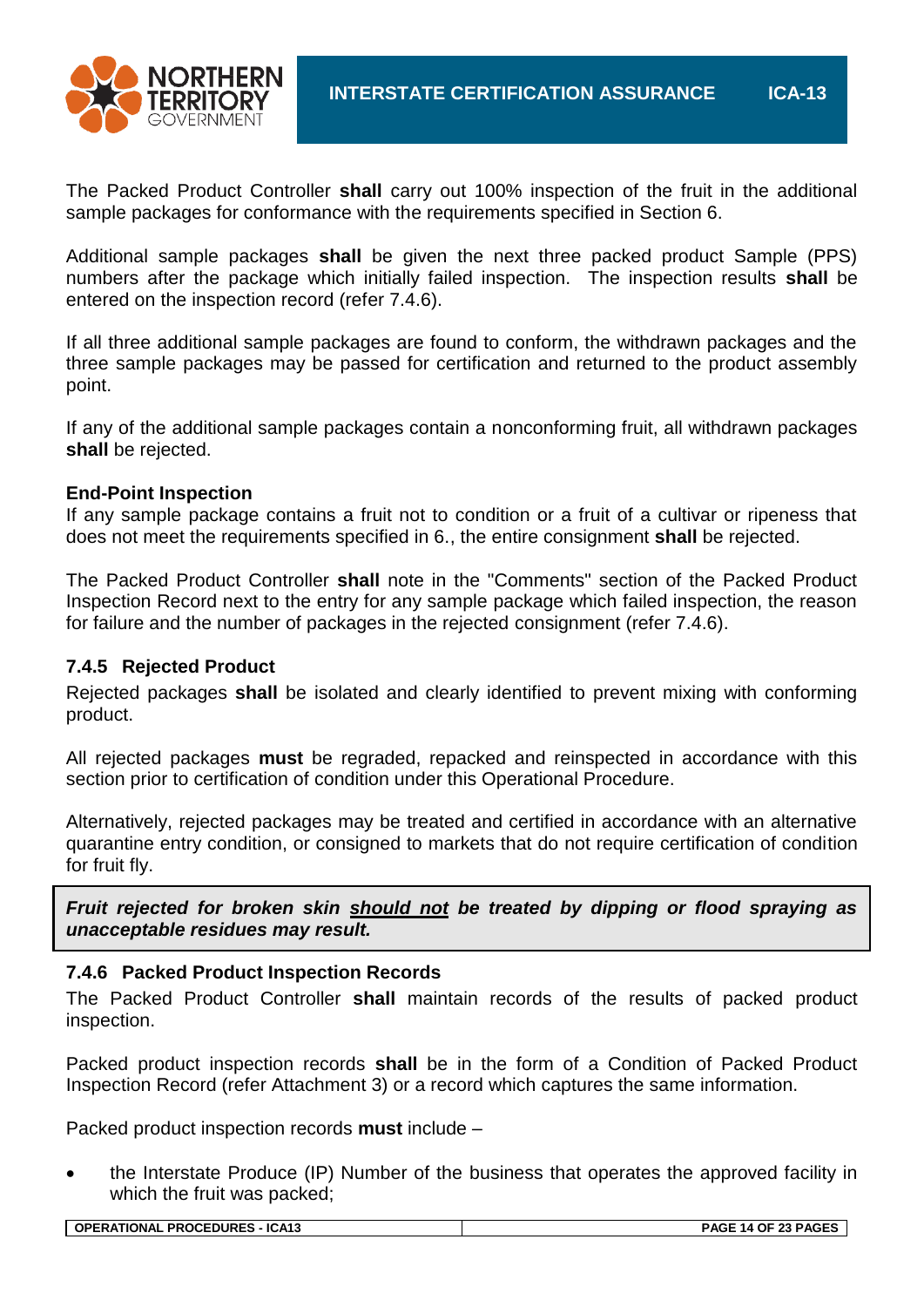The Packed Product Controller **shall** carry out 100% inspection of the fruit in the additional sample packages for conformance with the requirements specified in Section 6.

Additional sample packages **shall** be given the next three packed product Sample (PPS) numbers after the package which initially failed inspection. The inspection results **shall** be entered on the inspection record (refer 7.4.6).

If all three additional sample packages are found to conform, the withdrawn packages and the three sample packages may be passed for certification and returned to the product assembly point.

If any of the additional sample packages contain a nonconforming fruit, all withdrawn packages **shall** be rejected.

**End-Point Inspection**

If any sample package contains a fruit not to condition or a fruit of a cultivar or ripeness that does not meet the requirements specified in 6., the entire consignment **shall** be rejected.

The Packed Product Controller **shall** note in the "Comments" section of the Packed Product Inspection Record next to the entry for any sample package which failed inspection, the reason for failure and the number of packages in the rejected consignment (refer 7.4.6).

### 7.4.5 Rejected Product

Rejected packages **shall** be isolated and clearly identified to prevent mixing with conforming product.

All rejected packages **must** be regraded, repacked and reinspected in accordance with this section prior to certification of condition under this Operational Procedure.

Alternatively, rejected packages may be treated and certified in accordance with an alternative quarantine entry condition, or consigned to markets that do not require certification of condition for fruit fly.

> ***Fruit rejected for broken skin <u>should not</u> be treated by dipping or flood spraying as unacceptable residues may result.***

### 7.4.6 Packed Product Inspection Records

The Packed Product Controller **shall** maintain records of the results of packed product inspection.

Packed product inspection records **shall** be in the form of a Condition of Packed Product Inspection Record (refer Attachment 3) or a record which captures the same information.

Packed product inspection records **must** include –

- the Interstate Produce (IP) Number of the business that operates the approved facility in which the fruit was packed;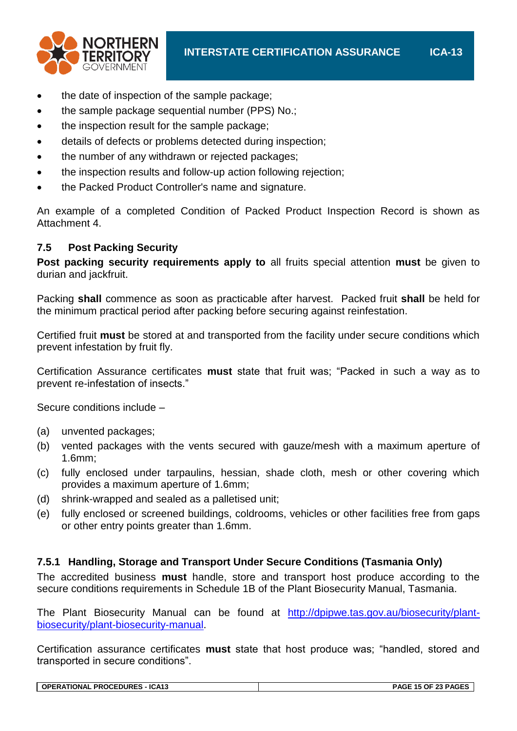- the date of inspection of the sample package;
- the sample package sequential number (PPS) No.;
- the inspection result for the sample package;
- details of defects or problems detected during inspection;
- the number of any withdrawn or rejected packages;
- the inspection results and follow-up action following rejection;
- the Packed Product Controller's name and signature.

An example of a completed Condition of Packed Product Inspection Record is shown as Attachment 4.

### 7.5 Post Packing Security

**Post packing security requirements apply to** all fruits special attention **must** be given to durian and jackfruit.

Packing **shall** commence as soon as practicable after harvest. Packed fruit **shall** be held for the minimum practical period after packing before securing against reinfestation.

Certified fruit **must** be stored at and transported from the facility under secure conditions which prevent infestation by fruit fly.

Certification Assurance certificates **must** state that fruit was; "Packed in such a way as to prevent re-infestation of insects."

Secure conditions include –

(a) unvented packages;
(b) vented packages with the vents secured with gauze/mesh with a maximum aperture of 1.6mm;
(c) fully enclosed under tarpaulins, hessian, shade cloth, mesh or other covering which provides a maximum aperture of 1.6mm;
(d) shrink-wrapped and sealed as a palletised unit;
(e) fully enclosed or screened buildings, coldrooms, vehicles or other facilities free from gaps or other entry points greater than 1.6mm.

#### 7.5.1 Handling, Storage and Transport Under Secure Conditions (Tasmania Only)

The accredited business **must** handle, store and transport host produce according to the secure conditions requirements in Schedule 1B of the Plant Biosecurity Manual, Tasmania.

The Plant Biosecurity Manual can be found at [http://dpipwe.tas.gov.au/biosecurity/plant-biosecurity/plant-biosecurity-manual](http://dpipwe.tas.gov.au/biosecurity/plant-biosecurity/plant-biosecurity-manual).

Certification assurance certificates **must** state that host produce was; "handled, stored and transported in secure conditions".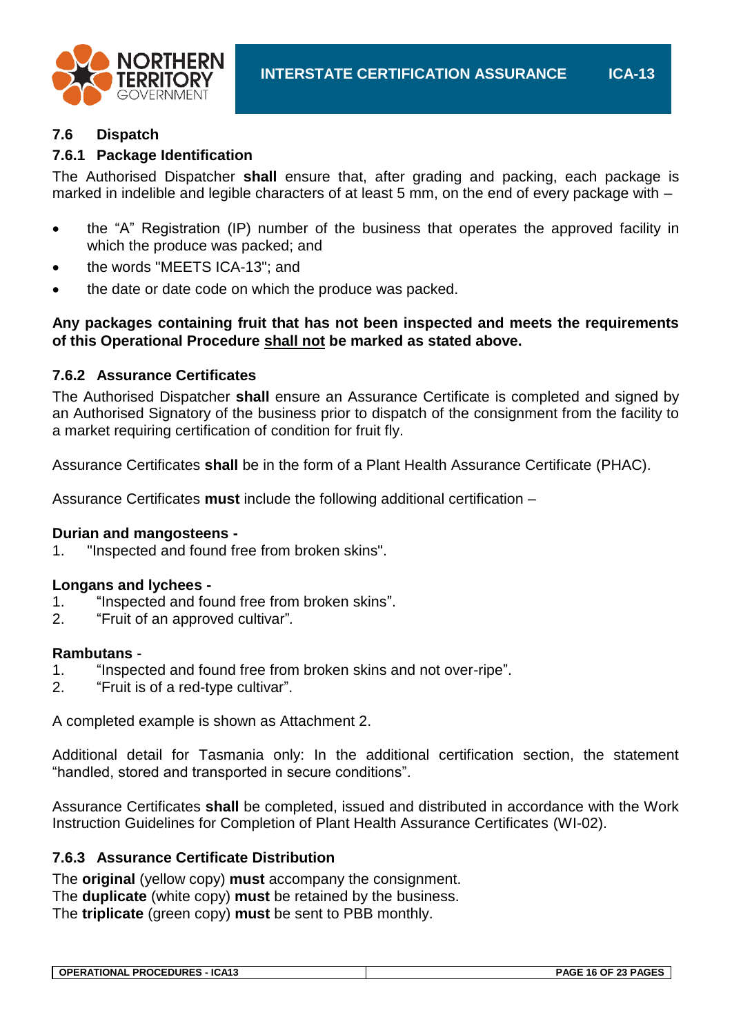## 7.6 Dispatch

### 7.6.1 Package Identification

The Authorised Dispatcher **shall** ensure that, after grading and packing, each package is marked in indelible and legible characters of at least 5 mm, on the end of every package with –

- the "A" Registration (IP) number of the business that operates the approved facility in which the produce was packed; and
- the words "MEETS ICA-13"; and
- the date or date code on which the produce was packed.

**Any packages containing fruit that has not been inspected and meets the requirements of this Operational Procedure <u>shall not</u> be marked as stated above.**

### 7.6.2 Assurance Certificates

The Authorised Dispatcher **shall** ensure an Assurance Certificate is completed and signed by an Authorised Signatory of the business prior to dispatch of the consignment from the facility to a market requiring certification of condition for fruit fly.

Assurance Certificates **shall** be in the form of a Plant Health Assurance Certificate (PHAC).

Assurance Certificates **must** include the following additional certification –

**Durian and mangosteens -**
1. "Inspected and found free from broken skins".

**Longans and lychees -**
1. "Inspected and found free from broken skins".
2. "Fruit of an approved cultivar".

**Rambutans** -
1. "Inspected and found free from broken skins and not over-ripe".
2. "Fruit is of a red-type cultivar".

A completed example is shown as Attachment 2.

Additional detail for Tasmania only: In the additional certification section, the statement "handled, stored and transported in secure conditions".

Assurance Certificates **shall** be completed, issued and distributed in accordance with the Work Instruction Guidelines for Completion of Plant Health Assurance Certificates (WI-02).

### 7.6.3 Assurance Certificate Distribution

The **original** (yellow copy) **must** accompany the consignment.
The **duplicate** (white copy) **must** be retained by the business.
The **triplicate** (green copy) **must** be sent to PBB monthly.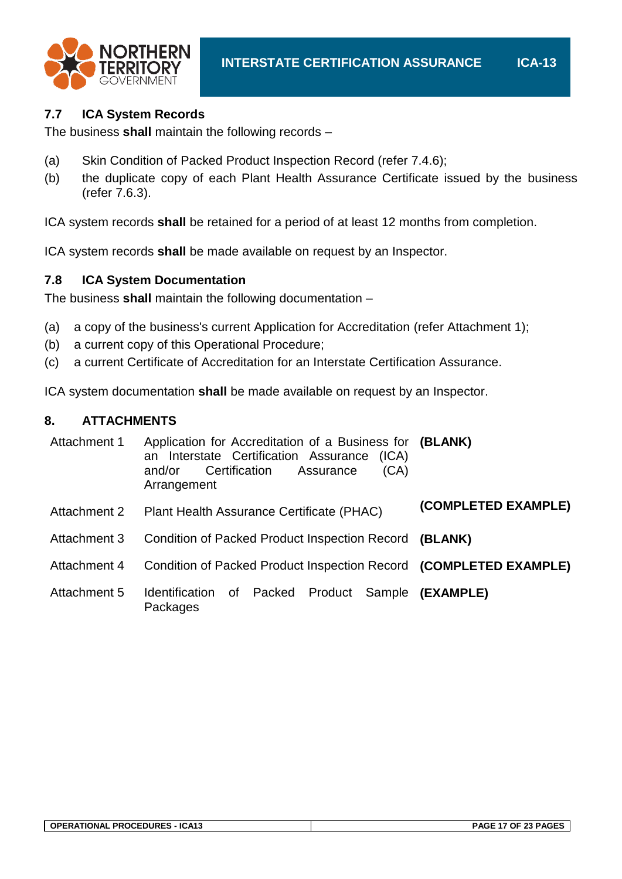### 7.7 ICA System Records

The business **shall** maintain the following records –

(a) Skin Condition of Packed Product Inspection Record (refer 7.4.6);

(b) the duplicate copy of each Plant Health Assurance Certificate issued by the business (refer 7.6.3).

ICA system records **shall** be retained for a period of at least 12 months from completion.

ICA system records **shall** be made available on request by an Inspector.

### 7.8 ICA System Documentation

The business **shall** maintain the following documentation –

(a) a copy of the business's current Application for Accreditation (refer Attachment 1);

(b) a current copy of this Operational Procedure;

(c) a current Certificate of Accreditation for an Interstate Certification Assurance.

ICA system documentation **shall** be made available on request by an Inspector.

## 8. ATTACHMENTS

| | | |
|---|---|---|
| Attachment 1 | Application for Accreditation of a Business for an Interstate Certification Assurance (ICA) and/or Certification Assurance (CA) Arrangement | **(BLANK)** |
| Attachment 2 | Plant Health Assurance Certificate (PHAC) | **(COMPLETED EXAMPLE)** |
| Attachment 3 | Condition of Packed Product Inspection Record | **(BLANK)** |
| Attachment 4 | Condition of Packed Product Inspection Record | **(COMPLETED EXAMPLE)** |
| Attachment 5 | Identification of Packed Product Sample Packages | **(EXAMPLE)** |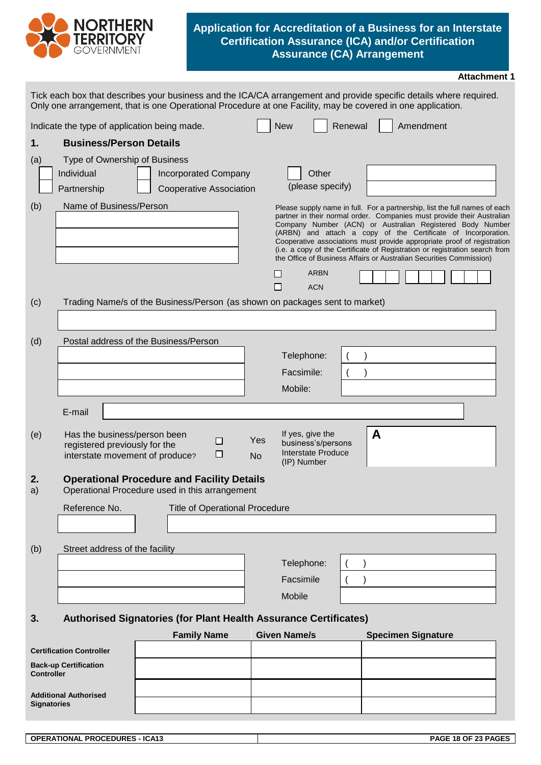# Application for Accreditation of a Business for an Interstate Certification Assurance (ICA) and/or Certification Assurance (CA) Arrangement

**Attachment 1**

Tick each box that describes your business and the ICA/CA arrangement and provide specific details where required. Only one arrangement, that is one Operational Procedure at one Facility, may be covered in one application.

Indicate the type of application being made. ☐ New ☐ Renewal ☐ Amendment

## 1. Business/Person Details

(a) Type of Ownership of Business

☐ Individual ☐ Incorporated Company ☐ Other (please specify) ________

☐ Partnership ☐ Cooperative Association

(b) Name of Business/Person

________

________

________

Please supply name in full. For a partnership, list the full names of each partner in their normal order. Companies must provide their Australian Company Number (ACN) or Australian Registered Body Number (ARBN) and attach a copy of the Certificate of Incorporation. Cooperative associations must provide appropriate proof of registration (i.e. a copy of the Certificate of Registration or registration search from the Office of Business Affairs or Australian Securities Commission)

☐ ARBN ☐ ACN | | | | | | | | | |

(c) Trading Name/s of the Business/Person (as shown on packages sent to market)

________

(d) Postal address of the Business/Person

________

________

________

Telephone: ( )

Facsimile: ( )

Mobile:

E-mail ________

(e) Has the business/person been registered previously for the interstate movement of produce? ☐ Yes ☐ No

If yes, give the business's/persons Interstate Produce (IP) Number: A

## 2. Operational Procedure and Facility Details

a) Operational Procedure used in this arrangement

| Reference No. | Title of Operational Procedure |
|---|---|
| | |

(b) Street address of the facility

________

________

________

Telephone: ( )

Facsimile ( )

Mobile

## 3. Authorised Signatories (for Plant Health Assurance Certificates)

| | Family Name | Given Name/s | Specimen Signature |
|---|---|---|---|
| **Certification Controller** | | | |
| **Back-up Certification Controller** | | | |
| **Additional Authorised Signatories** | | | |
| | | | |

OPERATIONAL PROCEDURES - ICA13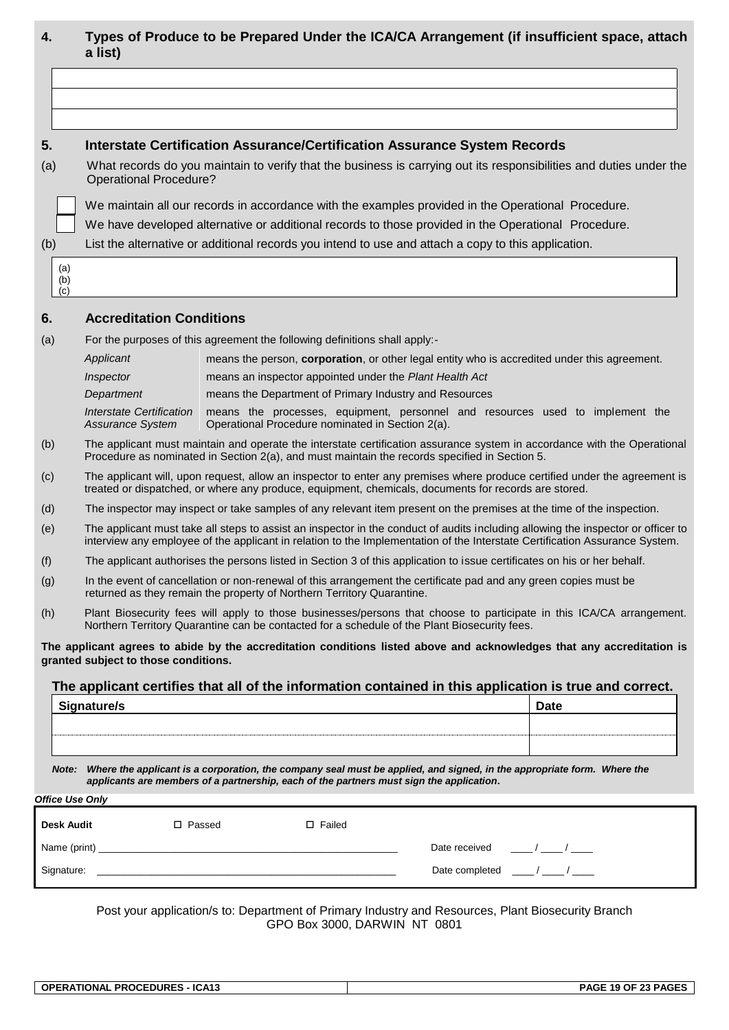## 4. Types of Produce to be Prepared Under the ICA/CA Arrangement (if insufficient space, attach a list)

| |
|---|
| |
| |
| |

## 5. Interstate Certification Assurance/Certification Assurance System Records

(a) What records do you maintain to verify that the business is carrying out its responsibilities and duties under the Operational Procedure?

☐ We maintain all our records in accordance with the examples provided in the Operational Procedure.

☐ We have developed alternative or additional records to those provided in the Operational Procedure.

(b) List the alternative or additional records you intend to use and attach a copy to this application.

(a)
(b)
(c)

## 6. Accreditation Conditions

(a) For the purposes of this agreement the following definitions shall apply:-

| | |
|---|---|
| *Applicant* | means the person, **corporation**, or other legal entity who is accredited under this agreement. |
| *Inspector* | means an inspector appointed under the *Plant Health Act* |
| *Department* | means the Department of Primary Industry and Resources |
| *Interstate Certification Assurance System* | means the processes, equipment, personnel and resources used to implement the Operational Procedure nominated in Section 2(a). |

(b) The applicant must maintain and operate the interstate certification assurance system in accordance with the Operational Procedure as nominated in Section 2(a), and must maintain the records specified in Section 5.

(c) The applicant will, upon request, allow an inspector to enter any premises where produce certified under the agreement is treated or dispatched, or where any produce, equipment, chemicals, documents for records are stored.

(d) The inspector may inspect or take samples of any relevant item present on the premises at the time of the inspection.

(e) The applicant must take all steps to assist an inspector in the conduct of audits including allowing the inspector or officer to interview any employee of the applicant in relation to the Implementation of the Interstate Certification Assurance System.

(f) The applicant authorises the persons listed in Section 3 of this application to issue certificates on his or her behalf.

(g) In the event of cancellation or non-renewal of this arrangement the certificate pad and any green copies must be returned as they remain the property of Northern Territory Quarantine.

(h) Plant Biosecurity fees will apply to those businesses/persons that choose to participate in this ICA/CA arrangement. Northern Territory Quarantine can be contacted for a schedule of the Plant Biosecurity fees.

**The applicant agrees to abide by the accreditation conditions listed above and acknowledges that any accreditation is granted subject to those conditions.**

### The applicant certifies that all of the information contained in this application is true and correct.

| Signature/s | Date |
|---|---|
| | |
| | |

***Note:** Where the applicant is a corporation, the company seal must be applied, and signed, in the appropriate form. Where the applicants are members of a partnership, each of the partners must sign the application.*

*Office Use Only*

| | | | |
|---|---|---|---|
| **Desk Audit** | ☐ Passed | ☐ Failed | |
| Name (print) ______________________ | | | Date received ____ / ____ / ____ |
| Signature: ______________________ | | | Date completed ____ / ____ / ____ |

Post your application/s to: Department of Primary Industry and Resources, Plant Biosecurity Branch
GPO Box 3000, DARWIN NT 0801

OPERATIONAL PROCEDURES - ICA13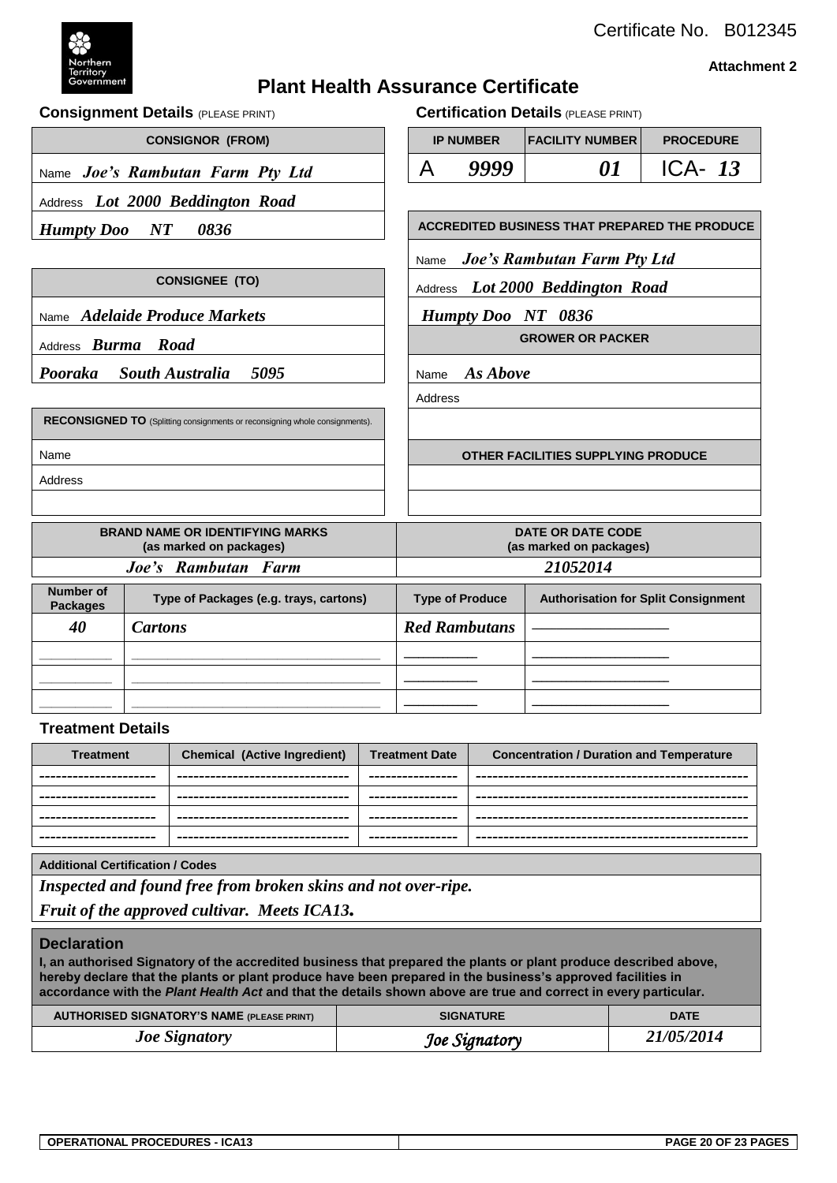Certificate No. B012345

**Attachment 2**

# Plant Health Assurance Certificate

## Consignment Details (PLEASE PRINT)

| CONSIGNOR (FROM) |
|---|
| Name *Joe's Rambutan Farm Pty Ltd* |
| Address *Lot 2000 Beddington Road* |
| *Humpty Doo NT 0836* |

| CONSIGNEE (TO) |
|---|
| Name *Adelaide Produce Markets* |
| Address *Burma Road* |
| *Pooraka South Australia 5095* |

| RECONSIGNED TO (Splitting consignments or reconsigning whole consignments). |
|---|
| Name |
| Address |
| |

## Certification Details (PLEASE PRINT)

| IP NUMBER | FACILITY NUMBER | PROCEDURE |
|---|---|---|
| A *9999* | *01* | ICA- *13* |

| ACCREDITED BUSINESS THAT PREPARED THE PRODUCE |
|---|
| Name *Joe's Rambutan Farm Pty Ltd* |
| Address *Lot 2000 Beddington Road* |
| *Humpty Doo NT 0836* |

| GROWER OR PACKER |
|---|
| Name *As Above* |
| Address |
| |

| OTHER FACILITIES SUPPLYING PRODUCE |
|---|
| |
| |

| BRAND NAME OR IDENTIFYING MARKS (as marked on packages) | DATE OR DATE CODE (as marked on packages) |
|---|---|
| *Joe's Rambutan Farm* | *21052014* |

| Number of Packages | Type of Packages (e.g. trays, cartons) | Type of Produce | Authorisation for Split Consignment |
|---|---|---|---|
| *40* | *Cartons* | *Red Rambutans* | ______________ |
| ______ | ______________________ | ________ | ______________ |
| ______ | ______________________ | ________ | ______________ |
| ______ | ______________________ | ________ | ______________ |

## Treatment Details

| Treatment | Chemical (Active Ingredient) | Treatment Date | Concentration / Duration and Temperature |
|---|---|---|---|
| ---------------- | ---------------------- | ------------ | ------------------------------------ |
| ---------------- | ---------------------- | ------------ | ------------------------------------ |
| ---------------- | ---------------------- | ------------ | ------------------------------------ |
| ---------------- | ---------------------- | ------------ | ------------------------------------ |

| Additional Certification / Codes |
|---|
| *Inspected and found free from broken skins and not over-ripe.* |
| *Fruit of the approved cultivar. Meets ICA13.* |

## Declaration

**I, an authorised Signatory of the accredited business that prepared the plants or plant produce described above, hereby declare that the plants or plant produce have been prepared in the business's approved facilities in accordance with the *Plant Health Act* and that the details shown above are true and correct in every particular.**

| AUTHORISED SIGNATORY'S NAME (PLEASE PRINT) | SIGNATURE | DATE |
|---|---|---|
| *Joe Signatory* | *Joe Signatory* | *21/05/2014* |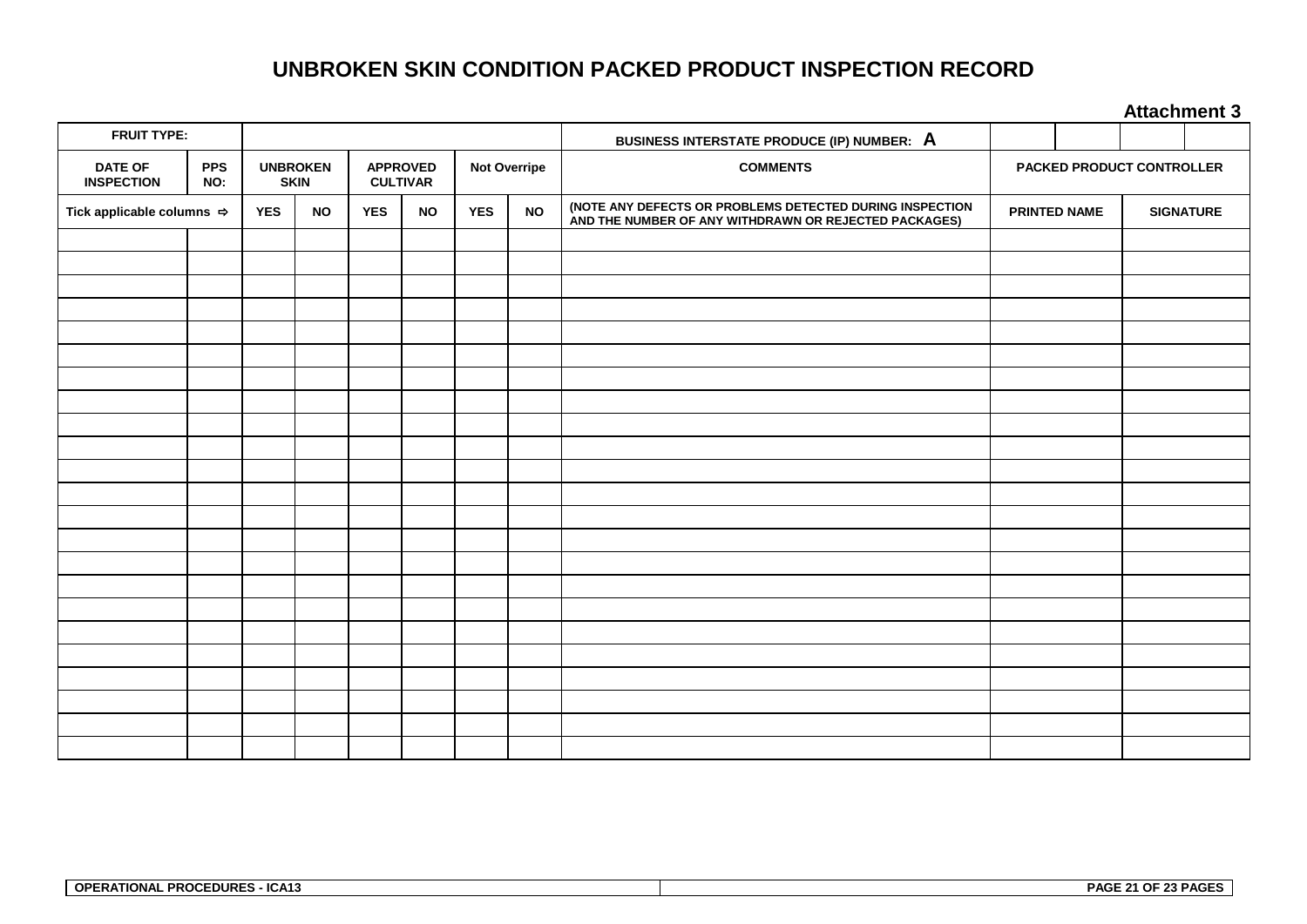# UNBROKEN SKIN CONDITION PACKED PRODUCT INSPECTION RECORD

**Attachment 3**

| FRUIT TYPE: | | | | | | | | BUSINESS INTERSTATE PRODUCE (IP) NUMBER: A | | | | |
|---|---|---|---|---|---|---|---|---|---|---|---|---|
| DATE OF INSPECTION | PPS NO: | UNBROKEN SKIN | | APPROVED CULTIVAR | | Not Overripe | | COMMENTS | PACKED PRODUCT CONTROLLER | | | |
| Tick applicable columns ⇨ | | YES | NO | YES | NO | YES | NO | (NOTE ANY DEFECTS OR PROBLEMS DETECTED DURING INSPECTION AND THE NUMBER OF ANY WITHDRAWN OR REJECTED PACKAGES) | PRINTED NAME | | SIGNATURE | |
| | | | | | | | | | | | | |
| | | | | | | | | | | | | |
| | | | | | | | | | | | | |
| | | | | | | | | | | | | |
| | | | | | | | | | | | | |
| | | | | | | | | | | | | |
| | | | | | | | | | | | | |
| | | | | | | | | | | | | |
| | | | | | | | | | | | | |
| | | | | | | | | | | | | |
| | | | | | | | | | | | | |
| | | | | | | | | | | | | |
| | | | | | | | | | | | | |
| | | | | | | | | | | | | |
| | | | | | | | | | | | | |
| | | | | | | | | | | | | |
| | | | | | | | | | | | | |
| | | | | | | | | | | | | |
| | | | | | | | | | | | | |
| | | | | | | | | | | | | |
| | | | | | | | | | | | | |
| | | | | | | | | | | | | |
| | | | | | | | | | | | | |

OPERATIONAL PROCEDURES - ICA13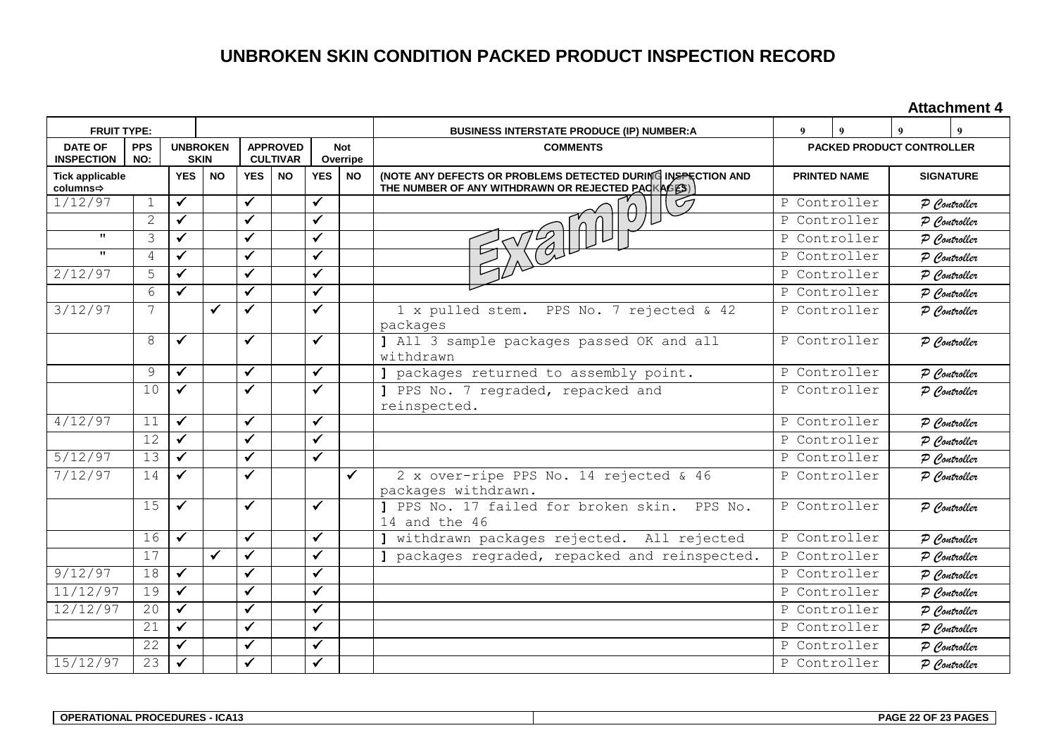# UNBROKEN SKIN CONDITION PACKED PRODUCT INSPECTION RECORD

**Attachment 4**

| FRUIT TYPE: | | | | | | | | BUSINESS INTERSTATE PRODUCE (IP) NUMBER:A | 9 9 | 9 9 |
|---|---|---|---|---|---|---|---|---|---|---|
| **DATE OF INSPECTION** | **PPS NO:** | **UNBROKEN SKIN** | | **APPROVED CULTIVAR** | | **Not Overripe** | | **COMMENTS** | **PACKED PRODUCT CONTROLLER** | |
| **Tick applicable columns⇨** | | **YES** | **NO** | **YES** | **NO** | **YES** | **NO** | **(NOTE ANY DEFECTS OR PROBLEMS DETECTED DURING INSPECTION AND THE NUMBER OF ANY WITHDRAWN OR REJECTED PACKAGES)** | **PRINTED NAME** | **SIGNATURE** |
| 1/12/97 | 1 | ✓ | | ✓ | | ✓ | | Example | P Controller | P Controller |
| | 2 | ✓ | | ✓ | | ✓ | | | P Controller | P Controller |
| " | 3 | ✓ | | ✓ | | ✓ | | | P Controller | P Controller |
| " | 4 | ✓ | | ✓ | | ✓ | | | P Controller | P Controller |
| 2/12/97 | 5 | ✓ | | ✓ | | ✓ | | | P Controller | P Controller |
| | 6 | ✓ | | ✓ | | ✓ | | | P Controller | P Controller |
| 3/12/97 | 7 | | ✓ | ✓ | | ✓ | | 1 x pulled stem. PPS No. 7 rejected & 42 packages | P Controller | P Controller |
| | 8 | ✓ | | ✓ | | ✓ | | ] All 3 sample packages passed OK and all withdrawn | P Controller | P Controller |
| | 9 | ✓ | | ✓ | | ✓ | | ] packages returned to assembly point. | P Controller | P Controller |
| | 10 | ✓ | | ✓ | | ✓ | | ] PPS No. 7 regraded, repacked and reinspected. | P Controller | P Controller |
| 4/12/97 | 11 | ✓ | | ✓ | | ✓ | | | P Controller | P Controller |
| | 12 | ✓ | | ✓ | | ✓ | | | P Controller | P Controller |
| 5/12/97 | 13 | ✓ | | ✓ | | ✓ | | | P Controller | P Controller |
| 7/12/97 | 14 | ✓ | | ✓ | | | ✓ | 2 x over-ripe PPS No. 14 rejected & 46 packages withdrawn. | P Controller | P Controller |
| | 15 | ✓ | | ✓ | | ✓ | | ] PPS No. 17 failed for broken skin. PPS No. 14 and the 46 | P Controller | P Controller |
| | 16 | ✓ | | ✓ | | ✓ | | ] withdrawn packages rejected. All rejected | P Controller | P Controller |
| | 17 | | ✓ | ✓ | | ✓ | | ] packages regraded, repacked and reinspected. | P Controller | P Controller |
| 9/12/97 | 18 | ✓ | | ✓ | | ✓ | | | P Controller | P Controller |
| 11/12/97 | 19 | ✓ | | ✓ | | ✓ | | | P Controller | P Controller |
| 12/12/97 | 20 | ✓ | | ✓ | | ✓ | | | P Controller | P Controller |
| | 21 | ✓ | | ✓ | | ✓ | | | P Controller | P Controller |
| | 22 | ✓ | | ✓ | | ✓ | | | P Controller | P Controller |
| 15/12/97 | 23 | ✓ | | ✓ | | ✓ | | | P Controller | P Controller |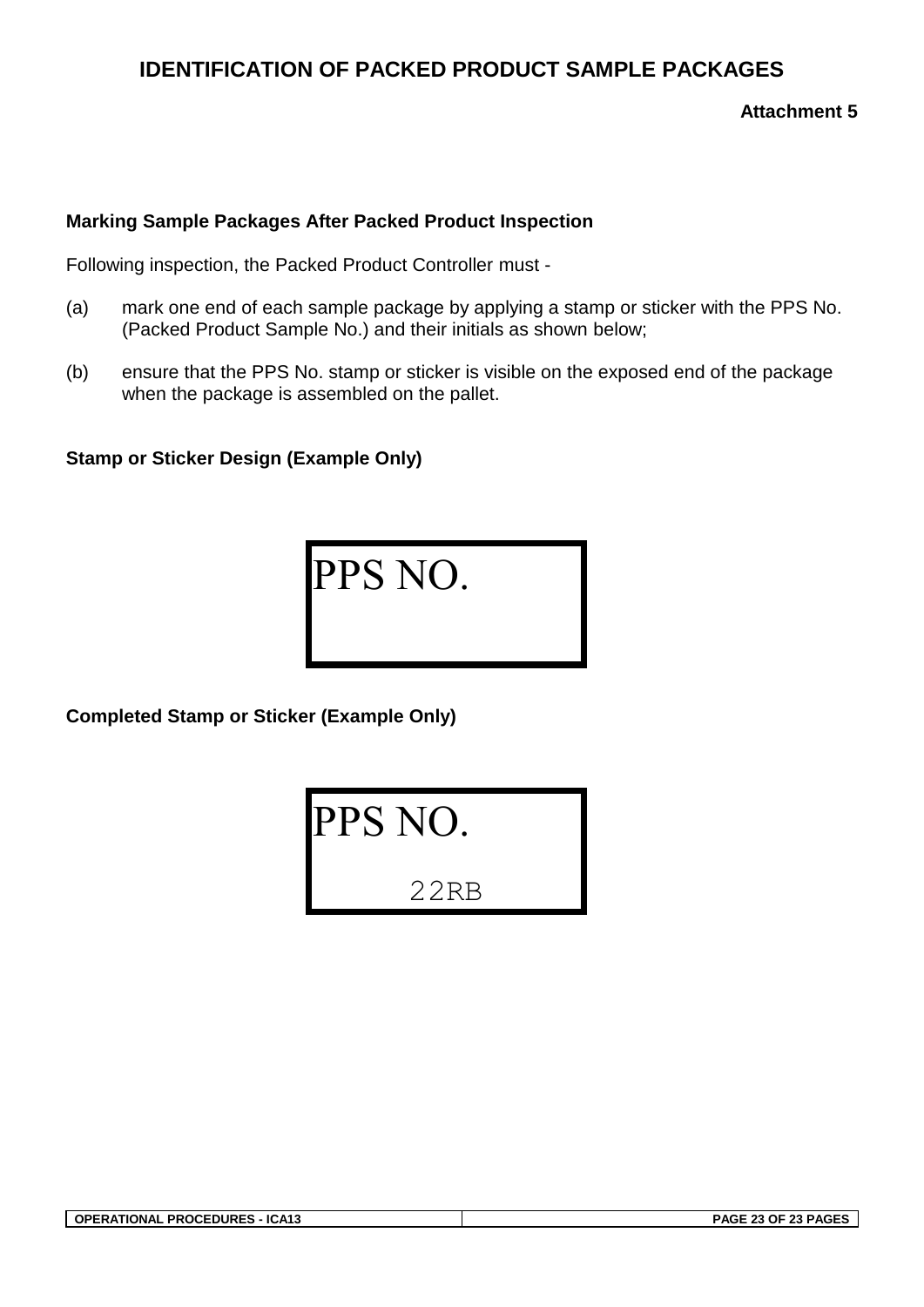# IDENTIFICATION OF PACKED PRODUCT SAMPLE PACKAGES

**Attachment 5**

### Marking Sample Packages After Packed Product Inspection

Following inspection, the Packed Product Controller must -

(a) mark one end of each sample package by applying a stamp or sticker with the PPS No. (Packed Product Sample No.) and their initials as shown below;

(b) ensure that the PPS No. stamp or sticker is visible on the exposed end of the package when the package is assembled on the pallet.

### Stamp or Sticker Design (Example Only)

PPS NO.

### Completed Stamp or Sticker (Example Only)

PPS NO.

22RB